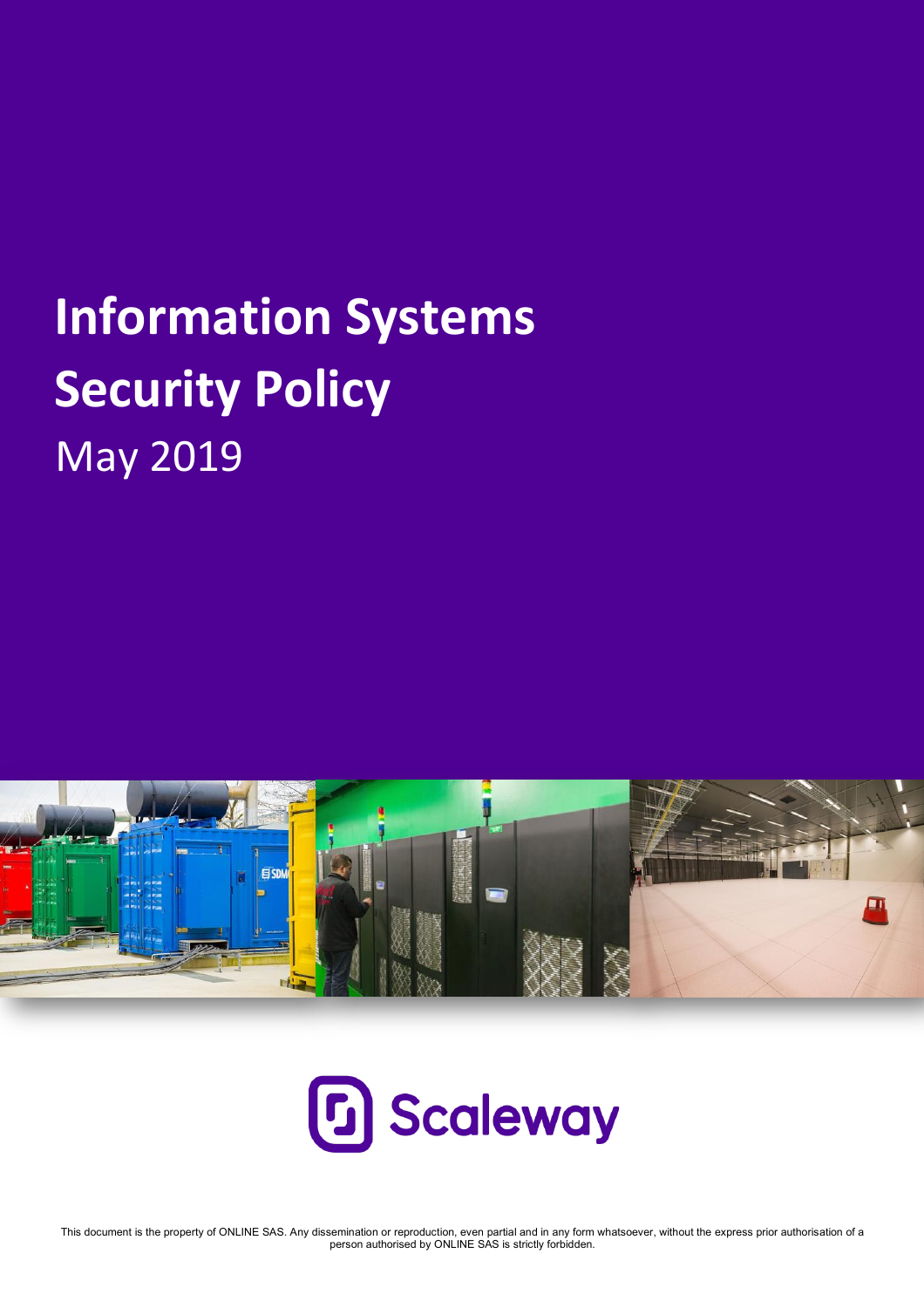# Information Systems Security Policy

May 2019

Scaleway

This document is the property of ONLINE SAS. Any dissemination or reproduction, even partial and in any form whatsoever, without the express prior authorisation of a person authorised by ONLINE SAS is strictly forbidden.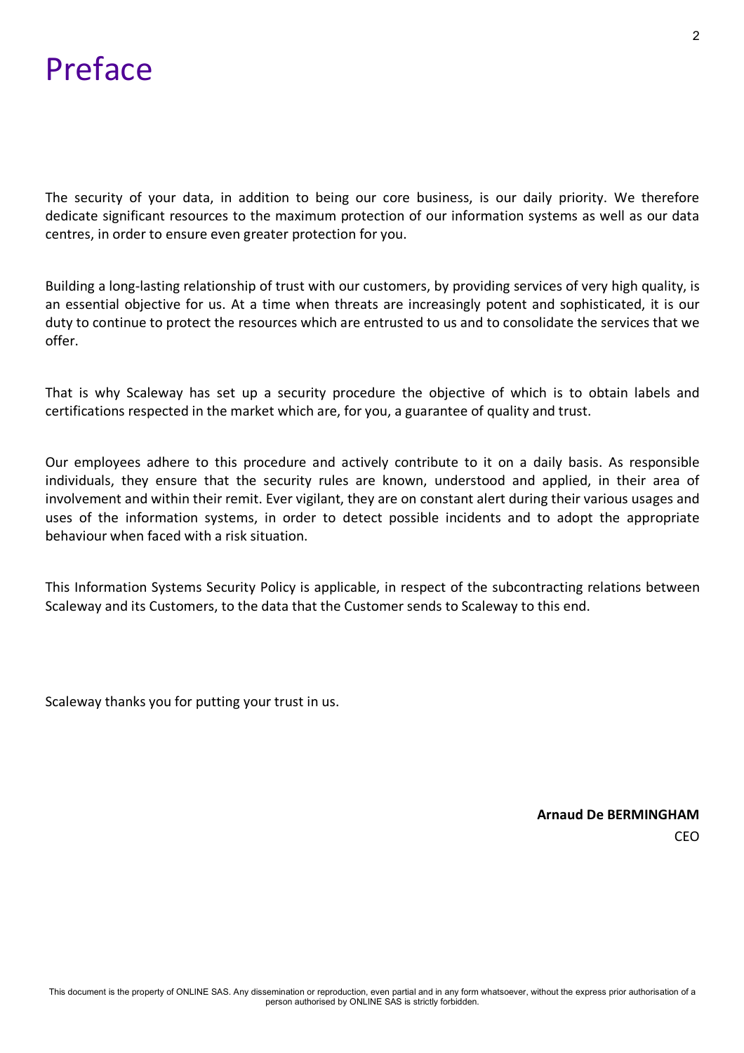# Preface

The security of your data, in addition to being our core business, is our daily priority. We therefore dedicate significant resources to the maximum protection of our information systems as well as our data centres, in order to ensure even greater protection for you.

Building a long-lasting relationship of trust with our customers, by providing services of very high quality, is an essential objective for us. At a time when threats are increasingly potent and sophisticated, it is our duty to continue to protect the resources which are entrusted to us and to consolidate the services that we offer.

That is why Scaleway has set up a security procedure the objective of which is to obtain labels and certifications respected in the market which are, for you, a guarantee of quality and trust.

Our employees adhere to this procedure and actively contribute to it on a daily basis. As responsible individuals, they ensure that the security rules are known, understood and applied, in their area of involvement and within their remit. Ever vigilant, they are on constant alert during their various usages and uses of the information systems, in order to detect possible incidents and to adopt the appropriate behaviour when faced with a risk situation.

This Information Systems Security Policy is applicable, in respect of the subcontracting relations between Scaleway and its Customers, to the data that the Customer sends to Scaleway to this end.

Scaleway thanks you for putting your trust in us.

**Arnaud De BERMINGHAM**

CEO

This document is the property of ONLINE SAS. Any dissemination or reproduction, even partial and in any form whatsoever, without the express prior authorisation of a person authorised by ONLINE SAS is strictly forbidden.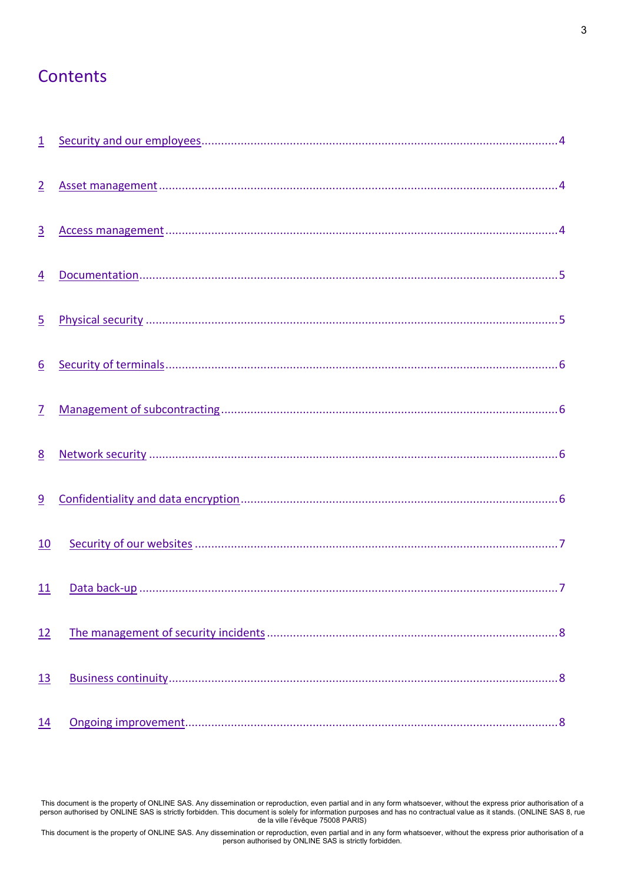# Contents

1 Security and our employees ..... 4

2 Asset management ..... 4

3 Access management ..... 4

4 Documentation ..... 5

5 Physical security ..... 5

6 Security of terminals ..... 6

7 Management of subcontracting ..... 6

8 Network security ..... 6

9 Confidentiality and data encryption ..... 6

10 Security of our websites ..... 7

11 Data back-up ..... 7

12 The management of security incidents ..... 8

13 Business continuity ..... 8

14 Ongoing improvement ..... 8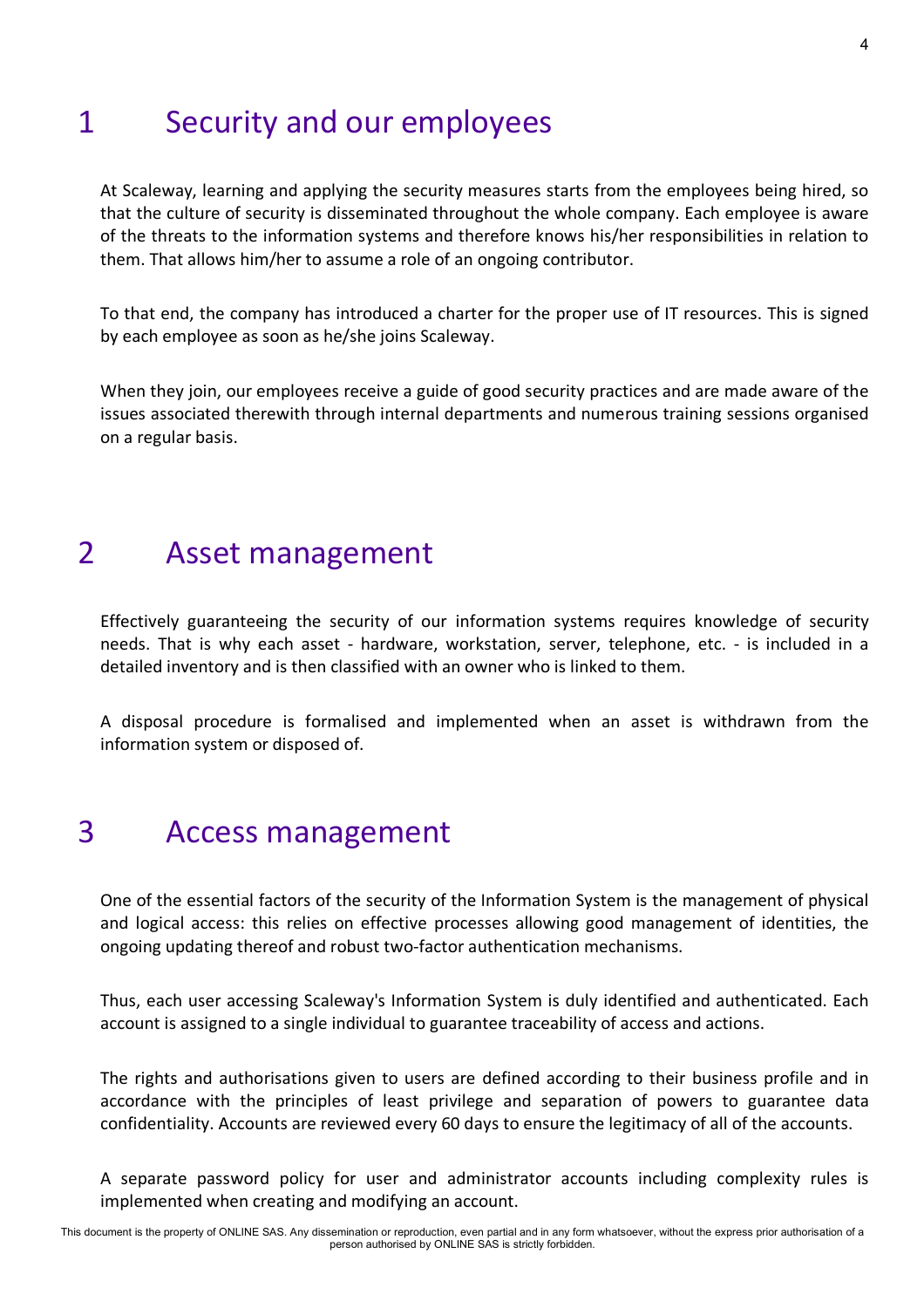# 1 Security and our employees

At Scaleway, learning and applying the security measures starts from the employees being hired, so that the culture of security is disseminated throughout the whole company. Each employee is aware of the threats to the information systems and therefore knows his/her responsibilities in relation to them. That allows him/her to assume a role of an ongoing contributor.

To that end, the company has introduced a charter for the proper use of IT resources. This is signed by each employee as soon as he/she joins Scaleway.

When they join, our employees receive a guide of good security practices and are made aware of the issues associated therewith through internal departments and numerous training sessions organised on a regular basis.

# 2 Asset management

Effectively guaranteeing the security of our information systems requires knowledge of security needs. That is why each asset - hardware, workstation, server, telephone, etc. - is included in a detailed inventory and is then classified with an owner who is linked to them.

A disposal procedure is formalised and implemented when an asset is withdrawn from the information system or disposed of.

# 3 Access management

One of the essential factors of the security of the Information System is the management of physical and logical access: this relies on effective processes allowing good management of identities, the ongoing updating thereof and robust two-factor authentication mechanisms.

Thus, each user accessing Scaleway's Information System is duly identified and authenticated. Each account is assigned to a single individual to guarantee traceability of access and actions.

The rights and authorisations given to users are defined according to their business profile and in accordance with the principles of least privilege and separation of powers to guarantee data confidentiality. Accounts are reviewed every 60 days to ensure the legitimacy of all of the accounts.

A separate password policy for user and administrator accounts including complexity rules is implemented when creating and modifying an account.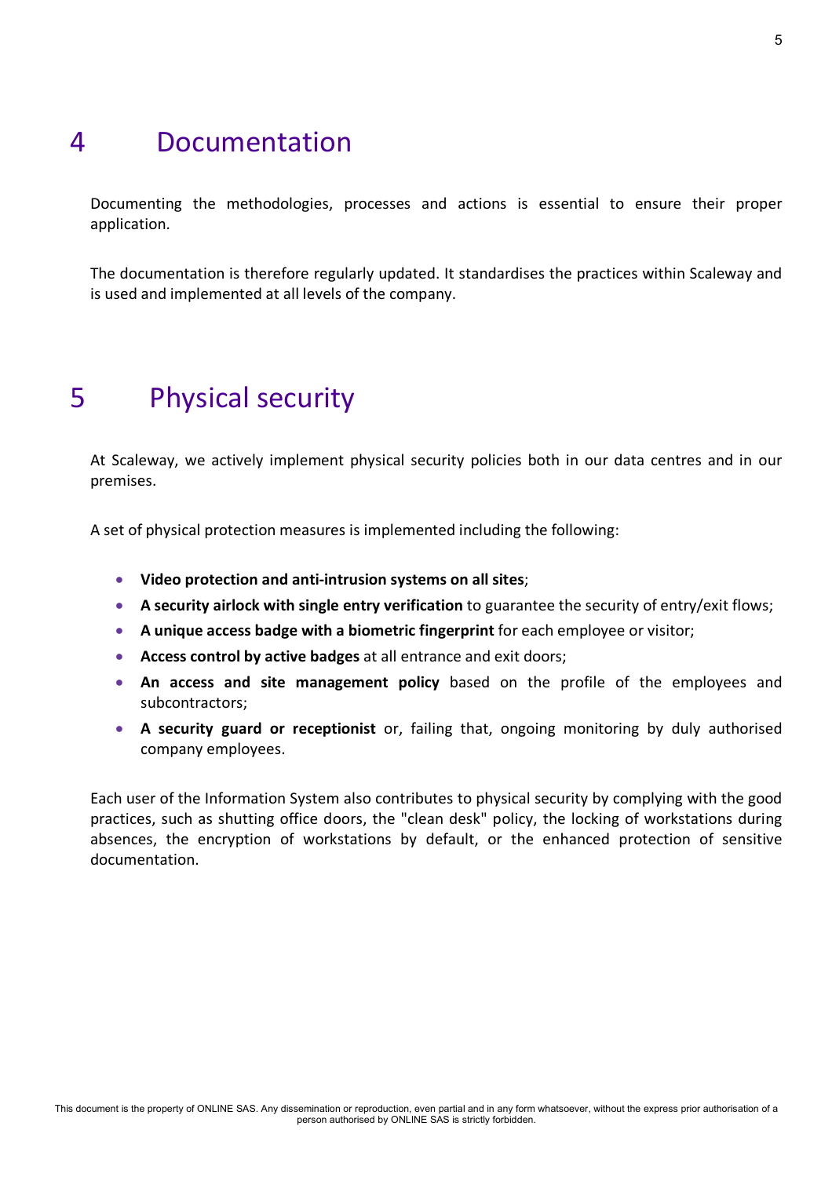# 4 Documentation

Documenting the methodologies, processes and actions is essential to ensure their proper application.

The documentation is therefore regularly updated. It standardises the practices within Scaleway and is used and implemented at all levels of the company.

# 5 Physical security

At Scaleway, we actively implement physical security policies both in our data centres and in our premises.

A set of physical protection measures is implemented including the following:

- **Video protection and anti-intrusion systems on all sites**;
- **A security airlock with single entry verification** to guarantee the security of entry/exit flows;
- **A unique access badge with a biometric fingerprint** for each employee or visitor;
- **Access control by active badges** at all entrance and exit doors;
- **An access and site management policy** based on the profile of the employees and subcontractors;
- **A security guard or receptionist** or, failing that, ongoing monitoring by duly authorised company employees.

Each user of the Information System also contributes to physical security by complying with the good practices, such as shutting office doors, the "clean desk" policy, the locking of workstations during absences, the encryption of workstations by default, or the enhanced protection of sensitive documentation.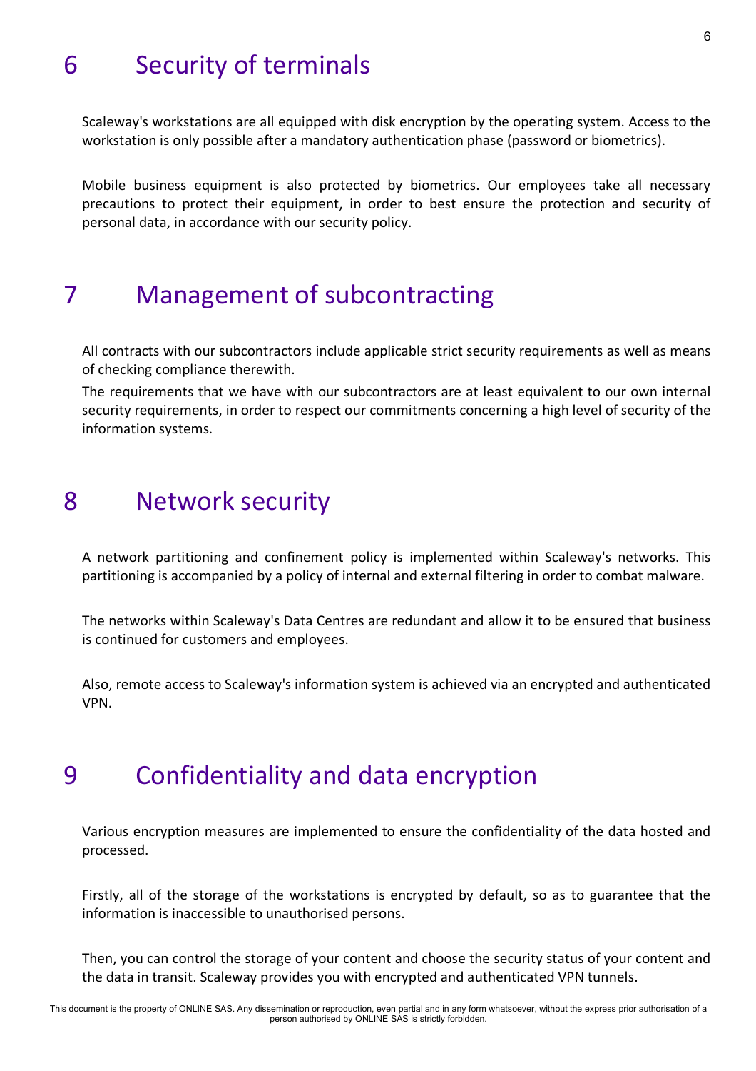# 6 Security of terminals

Scaleway's workstations are all equipped with disk encryption by the operating system. Access to the workstation is only possible after a mandatory authentication phase (password or biometrics).

Mobile business equipment is also protected by biometrics. Our employees take all necessary precautions to protect their equipment, in order to best ensure the protection and security of personal data, in accordance with our security policy.

# 7 Management of subcontracting

All contracts with our subcontractors include applicable strict security requirements as well as means of checking compliance therewith.

The requirements that we have with our subcontractors are at least equivalent to our own internal security requirements, in order to respect our commitments concerning a high level of security of the information systems.

# 8 Network security

A network partitioning and confinement policy is implemented within Scaleway's networks. This partitioning is accompanied by a policy of internal and external filtering in order to combat malware.

The networks within Scaleway's Data Centres are redundant and allow it to be ensured that business is continued for customers and employees.

Also, remote access to Scaleway's information system is achieved via an encrypted and authenticated VPN.

# 9 Confidentiality and data encryption

Various encryption measures are implemented to ensure the confidentiality of the data hosted and processed.

Firstly, all of the storage of the workstations is encrypted by default, so as to guarantee that the information is inaccessible to unauthorised persons.

Then, you can control the storage of your content and choose the security status of your content and the data in transit. Scaleway provides you with encrypted and authenticated VPN tunnels.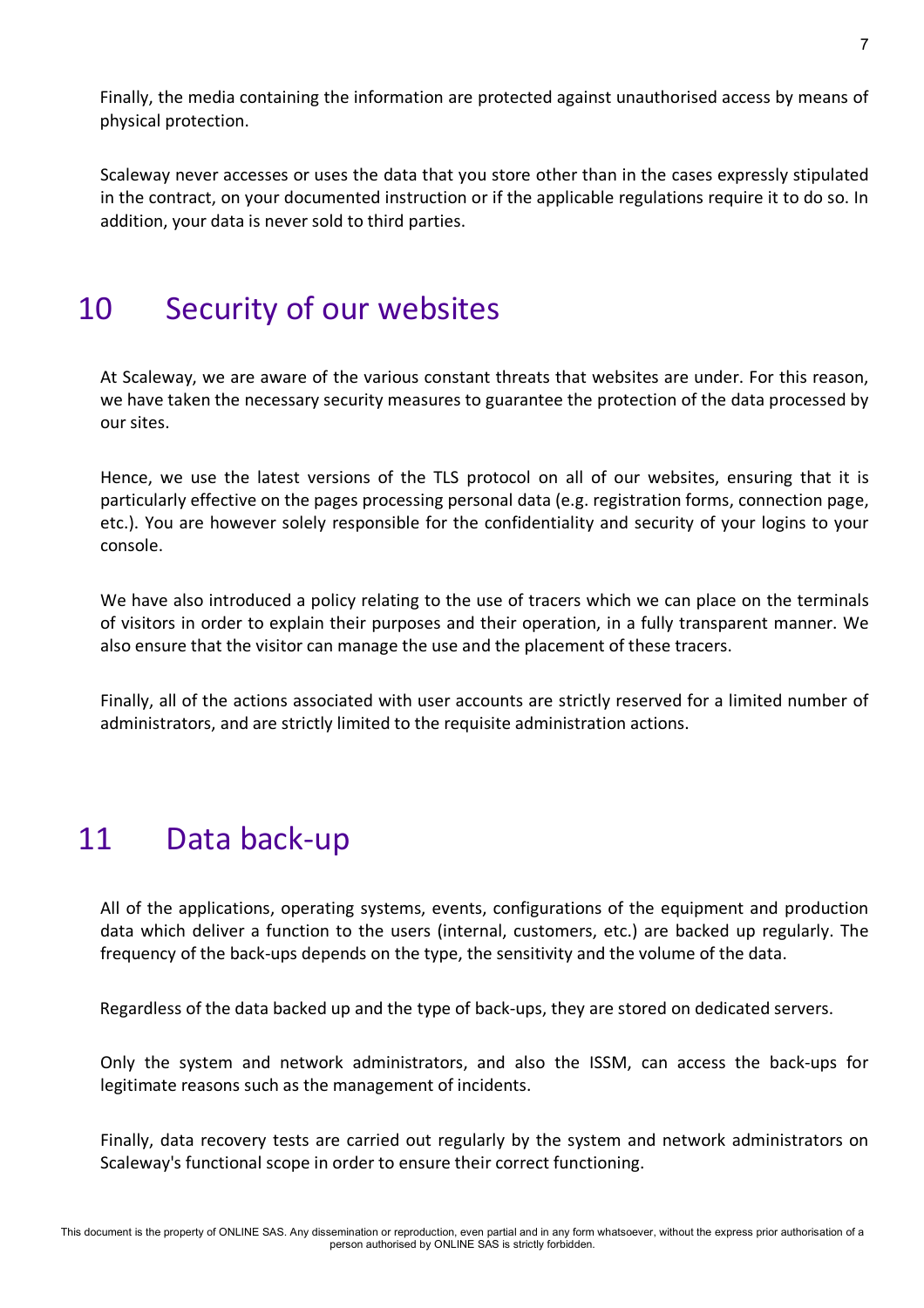Finally, the media containing the information are protected against unauthorised access by means of physical protection.

Scaleway never accesses or uses the data that you store other than in the cases expressly stipulated in the contract, on your documented instruction or if the applicable regulations require it to do so. In addition, your data is never sold to third parties.

# 10 Security of our websites

At Scaleway, we are aware of the various constant threats that websites are under. For this reason, we have taken the necessary security measures to guarantee the protection of the data processed by our sites.

Hence, we use the latest versions of the TLS protocol on all of our websites, ensuring that it is particularly effective on the pages processing personal data (e.g. registration forms, connection page, etc.). You are however solely responsible for the confidentiality and security of your logins to your console.

We have also introduced a policy relating to the use of tracers which we can place on the terminals of visitors in order to explain their purposes and their operation, in a fully transparent manner. We also ensure that the visitor can manage the use and the placement of these tracers.

Finally, all of the actions associated with user accounts are strictly reserved for a limited number of administrators, and are strictly limited to the requisite administration actions.

# 11 Data back-up

All of the applications, operating systems, events, configurations of the equipment and production data which deliver a function to the users (internal, customers, etc.) are backed up regularly. The frequency of the back-ups depends on the type, the sensitivity and the volume of the data.

Regardless of the data backed up and the type of back-ups, they are stored on dedicated servers.

Only the system and network administrators, and also the ISSM, can access the back-ups for legitimate reasons such as the management of incidents.

Finally, data recovery tests are carried out regularly by the system and network administrators on Scaleway's functional scope in order to ensure their correct functioning.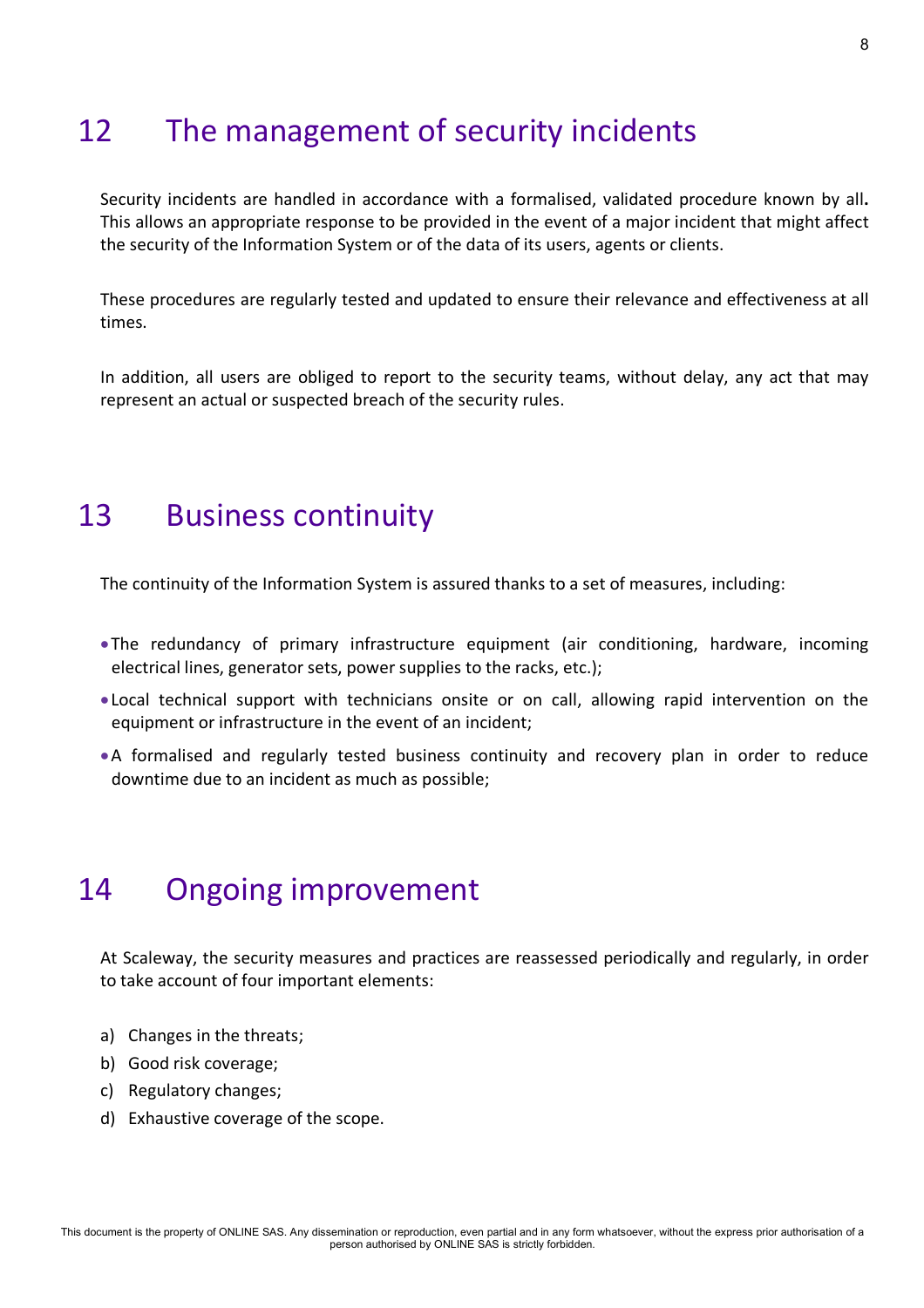# 12 The management of security incidents

Security incidents are handled in accordance with a formalised, validated procedure known by all**.** This allows an appropriate response to be provided in the event of a major incident that might affect the security of the Information System or of the data of its users, agents or clients.

These procedures are regularly tested and updated to ensure their relevance and effectiveness at all times.

In addition, all users are obliged to report to the security teams, without delay, any act that may represent an actual or suspected breach of the security rules.

# 13 Business continuity

The continuity of the Information System is assured thanks to a set of measures, including:

- The redundancy of primary infrastructure equipment (air conditioning, hardware, incoming electrical lines, generator sets, power supplies to the racks, etc.);
- Local technical support with technicians onsite or on call, allowing rapid intervention on the equipment or infrastructure in the event of an incident;
- A formalised and regularly tested business continuity and recovery plan in order to reduce downtime due to an incident as much as possible;

# 14 Ongoing improvement

At Scaleway, the security measures and practices are reassessed periodically and regularly, in order to take account of four important elements:

a) Changes in the threats;
b) Good risk coverage;
c) Regulatory changes;
d) Exhaustive coverage of the scope.

This document is the property of ONLINE SAS. Any dissemination or reproduction, even partial and in any form whatsoever, without the express prior authorisation of a person authorised by ONLINE SAS is strictly forbidden.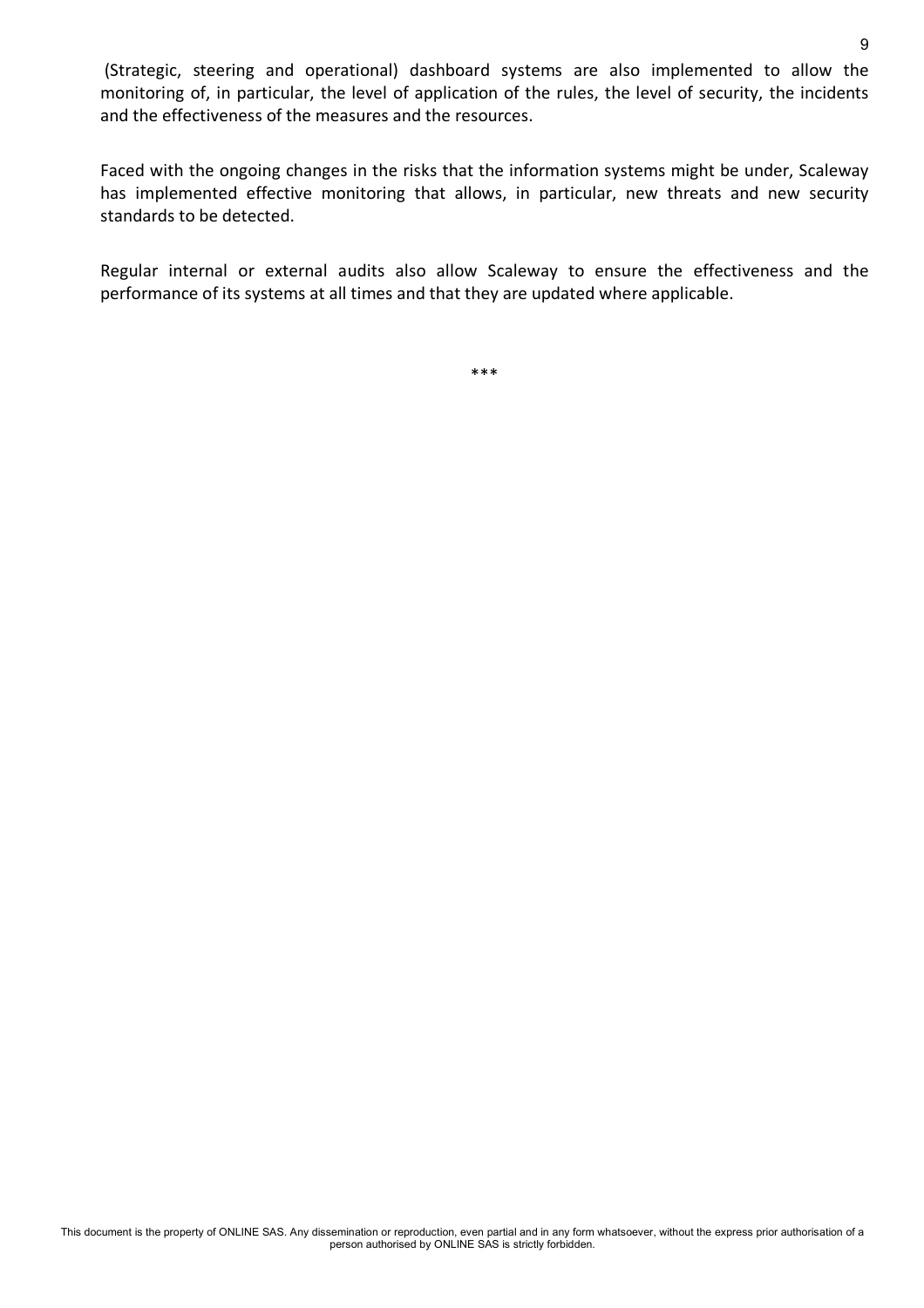(Strategic, steering and operational) dashboard systems are also implemented to allow the monitoring of, in particular, the level of application of the rules, the level of security, the incidents and the effectiveness of the measures and the resources.

Faced with the ongoing changes in the risks that the information systems might be under, Scaleway has implemented effective monitoring that allows, in particular, new threats and new security standards to be detected.

Regular internal or external audits also allow Scaleway to ensure the effectiveness and the performance of its systems at all times and that they are updated where applicable.

***